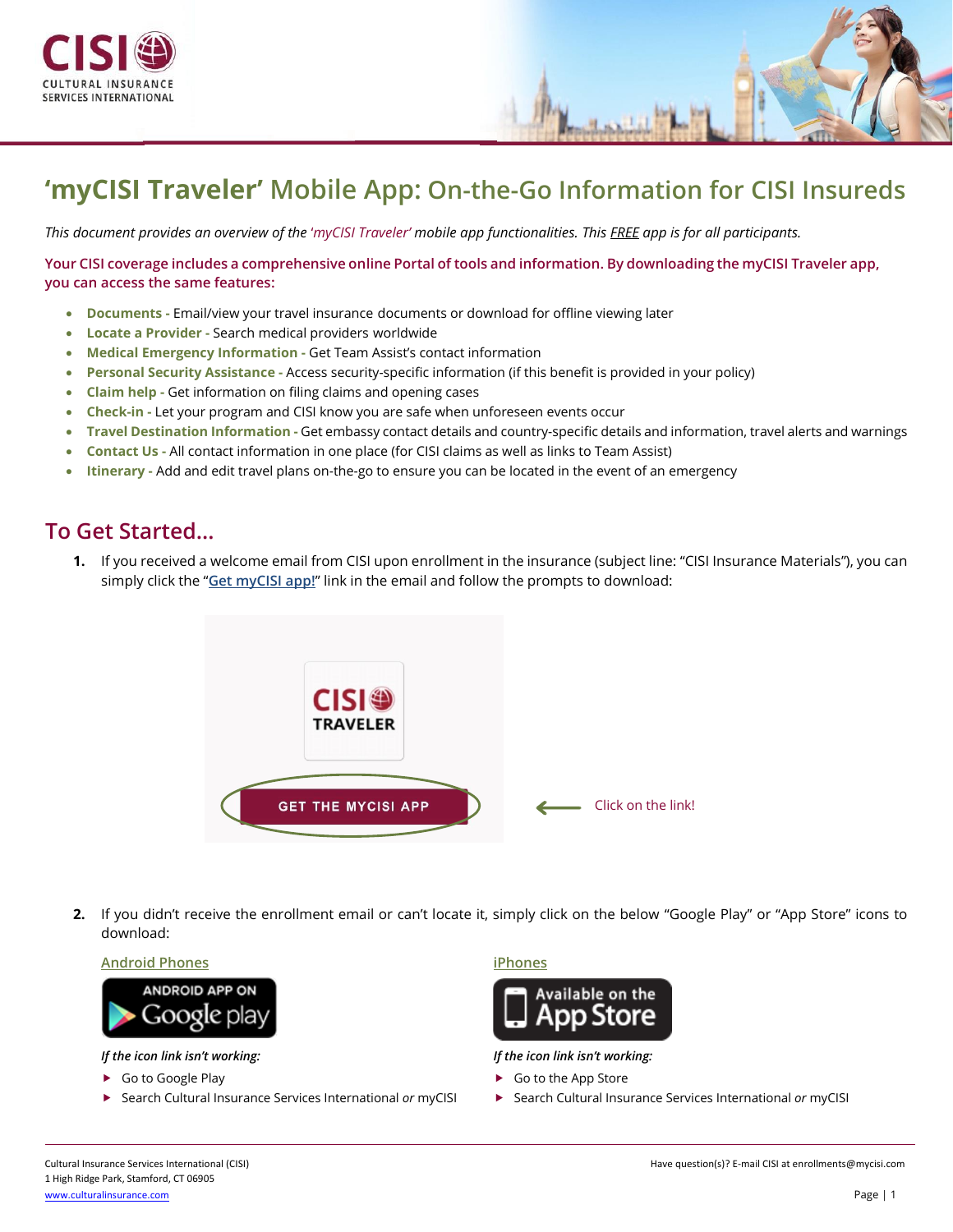# 'myCISI Traveler' Mobile App: On-the-Go Information for CISI Insureds

*This document provides an overview of the 'myCISI Traveler' mobile app functionalities. This FREE app is for all participants.*

**Your CISI coverage includes a comprehensive online Portal of tools and information. By downloading the myCISI Traveler app, you can access the same features:**

- **Documents -** Email/view your travel insurance documents or download for offline viewing later
- **Locate a Provider -** Search medical providers worldwide
- **Medical Emergency Information -** Get Team Assist's contact information
- **Personal Security Assistance -** Access security-specific information (if this benefit is provided in your policy)
- **Claim help -** Get information on filing claims and opening cases
- **Check-in -** Let your program and CISI know you are safe when unforeseen events occur
- **Travel Destination Information -** Get embassy contact details and country-specific details and information, travel alerts and warnings
- **Contact Us -** All contact information in one place (for CISI claims as well as links to Team Assist)
- **Itinerary -** Add and edit travel plans on-the-go to ensure you can be located in the event of an emergency

## To Get Started...

1. If you received a welcome email from CISI upon enrollment in the insurance (subject line: "CISI Insurance Materials"), you can simply click the "Get myCISI app!" link in the email and follow the prompts to download:

   CISI TRAVELER

   GET THE MYCISI APP ← Click on the link!

2. If you didn't receive the enrollment email or can't locate it, simply click on the below "Google Play" or "App Store" icons to download:

**Android Phones**

ANDROID APP ON Google play

*If the icon link isn't working:*

- Go to Google Play
- Search Cultural Insurance Services International *or* myCISI

**iPhones**

Available on the App Store

*If the icon link isn't working:*

- Go to the App Store
- Search Cultural Insurance Services International *or* myCISI

Cultural Insurance Services International (CISI)
1 High Ridge Park, Stamford, CT 06905
www.culturalinsurance.com

Have question(s)? E-mail CISI at enrollments@mycisi.com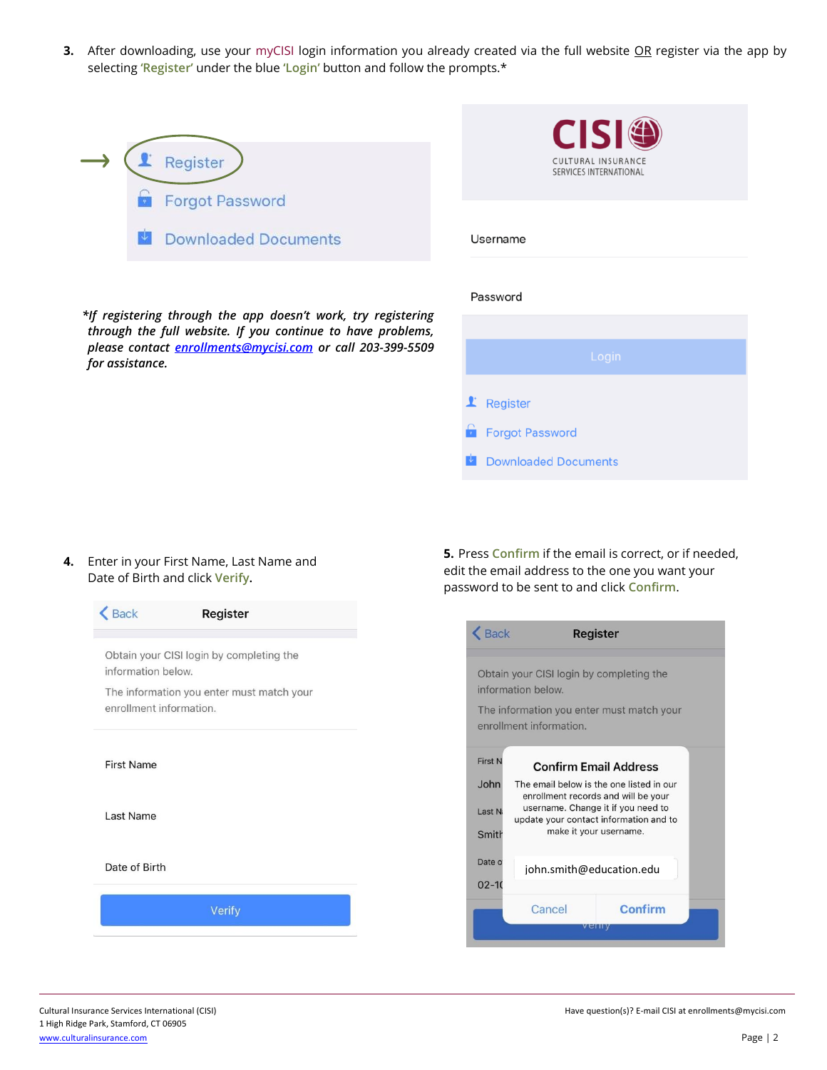3. After downloading, use your myCISI login information you already created via the full website OR register via the app by selecting 'Register' under the blue 'Login' button and follow the prompts.*

Register

Forgot Password

Downloaded Documents

*If registering through the app doesn't work, try registering through the full website. If you continue to have problems, please contact [enrollments@mycisi.com](mailto:enrollments@mycisi.com) or call 203-399-5509 for assistance.*

CISI CULTURAL INSURANCE SERVICES INTERNATIONAL

Username

Password

Login

Register

Forgot Password

Downloaded Documents

4. Enter in your First Name, Last Name and Date of Birth and click **Verify**.

Back Register

Obtain your CISI login by completing the information below.

The information you enter must match your enrollment information.

First Name

Last Name

Date of Birth

Verify

5. Press **Confirm** if the email is correct, or if needed, edit the email address to the one you want your password to be sent to and click **Confirm**.

Back Register

Obtain your CISI login by completing the information below.

The information you enter must match your enrollment information.

Confirm Email Address

The email below is the one listed in our enrollment records and will be your username. Change it if you need to update your contact information and to make it your username.

john.smith@education.edu

Cancel Confirm

Cultural Insurance Services International (CISI)
1 High Ridge Park, Stamford, CT 06905
[www.culturalinsurance.com](http://www.culturalinsurance.com)

Have question(s)? E-mail CISI at enrollments@mycisi.com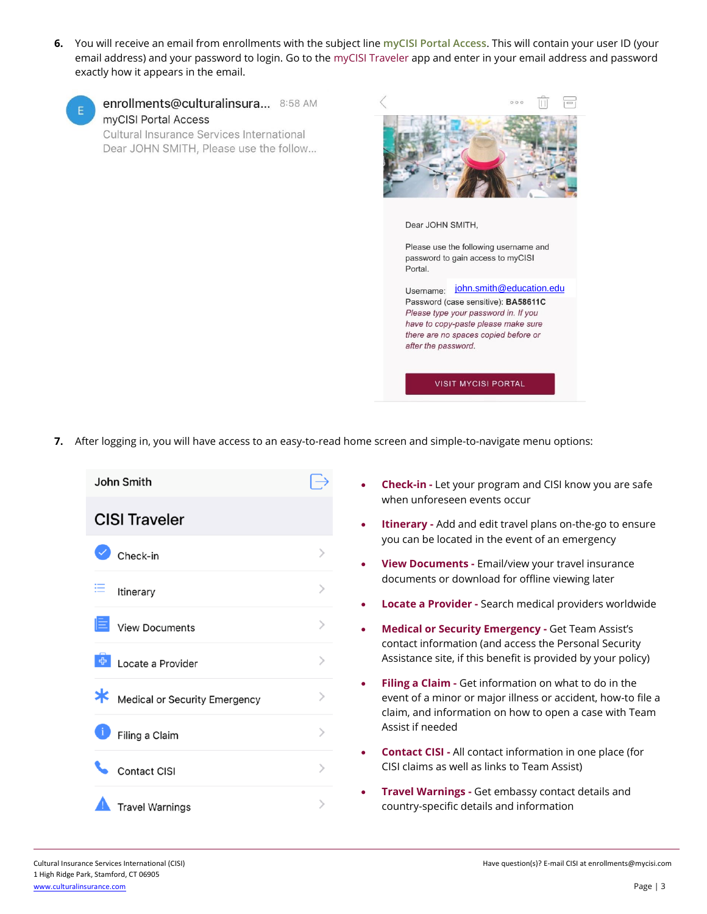6. You will receive an email from enrollments with the subject line **myCISI Portal Access**. This will contain your user ID (your email address) and your password to login. Go to the **myCISI Traveler** app and enter in your email address and password exactly how it appears in the email.

enrollments@culturalinsura... 8:58 AM
myCISI Portal Access
Cultural Insurance Services International
Dear JOHN SMITH, Please use the follow...

Dear JOHN SMITH,

Please use the following username and password to gain access to myCISI Portal.

Username: john.smith@education.edu
Password (case sensitive): **BA58611C**
*Please type your password in. If you have to copy-paste please make sure there are no spaces copied before or after the password.*

VISIT MYCISI PORTAL

7. After logging in, you will have access to an easy-to-read home screen and simple-to-navigate menu options:

John Smith

CISI Traveler

- Check-in
- Itinerary
- View Documents
- Locate a Provider
- Medical or Security Emergency
- Filing a Claim
- Contact CISI
- Travel Warnings

- **Check-in -** Let your program and CISI know you are safe when unforeseen events occur
- **Itinerary -** Add and edit travel plans on-the-go to ensure you can be located in the event of an emergency
- **View Documents -** Email/view your travel insurance documents or download for offline viewing later
- **Locate a Provider -** Search medical providers worldwide
- **Medical or Security Emergency -** Get Team Assist's contact information (and access the Personal Security Assistance site, if this benefit is provided by your policy)
- **Filing a Claim -** Get information on what to do in the event of a minor or major illness or accident, how-to file a claim, and information on how to open a case with Team Assist if needed
- **Contact CISI -** All contact information in one place (for CISI claims as well as links to Team Assist)
- **Travel Warnings -** Get embassy contact details and country-specific details and information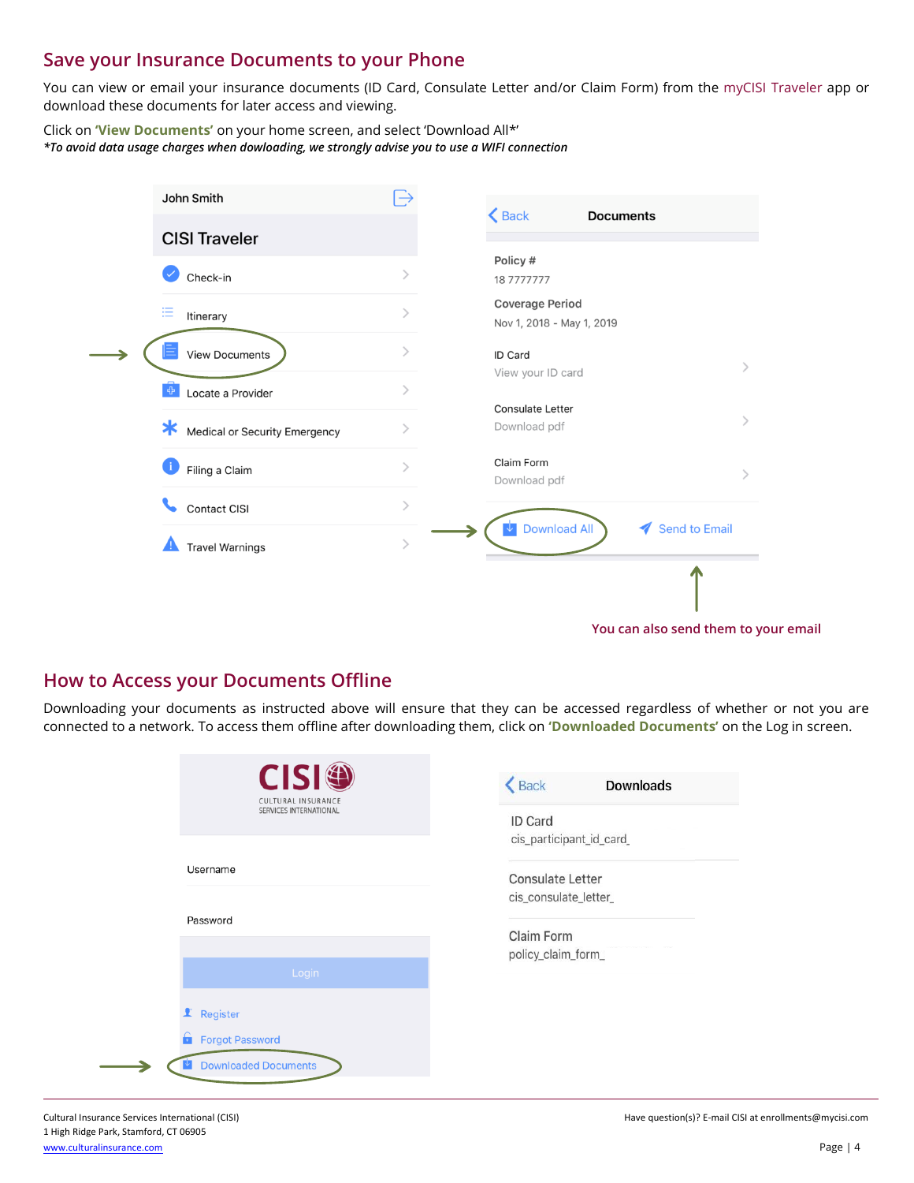## Save your Insurance Documents to your Phone

You can view or email your insurance documents (ID Card, Consulate Letter and/or Claim Form) from the myCISI Traveler app or download these documents for later access and viewing.

Click on **'View Documents'** on your home screen, and select 'Download All*'

***To avoid data usage charges when dowloading, we strongly advise you to use a WIFI connection***

John Smith

CISI Traveler

- Check-in
- Itinerary
- View Documents
- Locate a Provider
- Medical or Security Emergency
- Filing a Claim
- Contact CISI
- Travel Warnings

Back | Documents

Policy #
18 7777777

Coverage Period
Nov 1, 2018 - May 1, 2019

ID Card
View your ID card

Consulate Letter
Download pdf

Claim Form
Download pdf

Download All | Send to Email

You can also send them to your email

## How to Access your Documents Offline

Downloading your documents as instructed above will ensure that they can be accessed regardless of whether or not you are connected to a network. To access them offline after downloading them, click on **'Downloaded Documents'** on the Log in screen.

CISI
CULTURAL INSURANCE SERVICES INTERNATIONAL

Username

Password

Login

Register

Forgot Password

Downloaded Documents

Back | Downloads

ID Card
cis_participant_id_card_

Consulate Letter
cis_consulate_letter_

Claim Form
policy_claim_form_

Cultural Insurance Services International (CISI)
1 High Ridge Park, Stamford, CT 06905
www.culturalinsurance.com

Have question(s)? E-mail CISI at enrollments@mycisi.com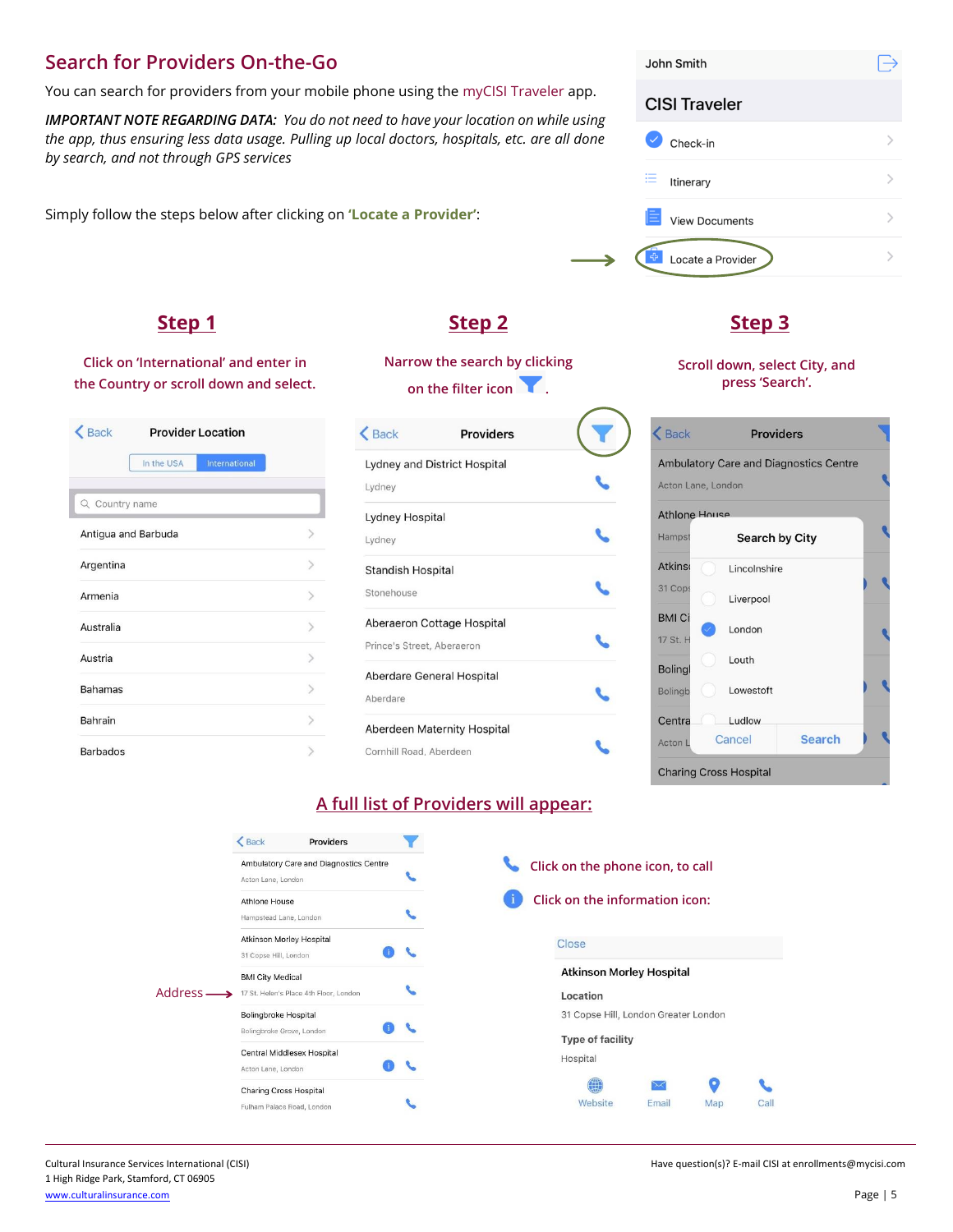## Search for Providers On-the-Go

You can search for providers from your mobile phone using the myCISI Traveler app.

***IMPORTANT NOTE REGARDING DATA:*** *You do not need to have your location on while using the app, thus ensuring less data usage. Pulling up local doctors, hospitals, etc. are all done by search, and not through GPS services*

Simply follow the steps below after clicking on **'Locate a Provider'**:

John Smith

CISI Traveler

- Check-in
- Itinerary
- View Documents
- Locate a Provider

### Step 1

Click on 'International' and enter in the Country or scroll down and select.

Back | Provider Location

In the USA | International

Country name

- Antigua and Barbuda
- Argentina
- Armenia
- Australia
- Austria
- Bahamas
- Bahrain
- Barbados

### Step 2

Narrow the search by clicking on the filter icon.

Back | Providers

- Lydney and District Hospital — Lydney
- Lydney Hospital — Lydney
- Standish Hospital — Stonehouse
- Aberaeron Cottage Hospital — Prince's Street, Aberaeron
- Aberdare General Hospital — Aberdare
- Aberdeen Maternity Hospital — Cornhill Road, Aberdeen

### Step 3

Scroll down, select City, and press 'Search'.

Search by City

- Lincolnshire
- Liverpool
- London
- Louth
- Lowestoft
- Ludlow

Cancel | Search

### A full list of Providers will appear:

Back | Providers

- Ambulatory Care and Diagnostics Centre — Acton Lane, London
- Athlone House — Hampstead Lane, London
- Atkinson Morley Hospital — 31 Copse Hill, London
- BMI City Medical — 17 St. Helen's Place 4th Floor, London
- Bolingbroke Hospital — Bolingbroke Grove, London
- Central Middlesex Hospital — Acton Lane, London
- Charing Cross Hospital — Fulham Palace Road, London

Address →

Click on the phone icon, to call

Click on the information icon:

Close

**Atkinson Morley Hospital**

**Location**

31 Copse Hill, London Greater London

**Type of facility**

Hospital

Website | Email | Map | Call

Cultural Insurance Services International (CISI)
1 High Ridge Park, Stamford, CT 06905
www.culturalinsurance.com

Have question(s)? E-mail CISI at enrollments@mycisi.com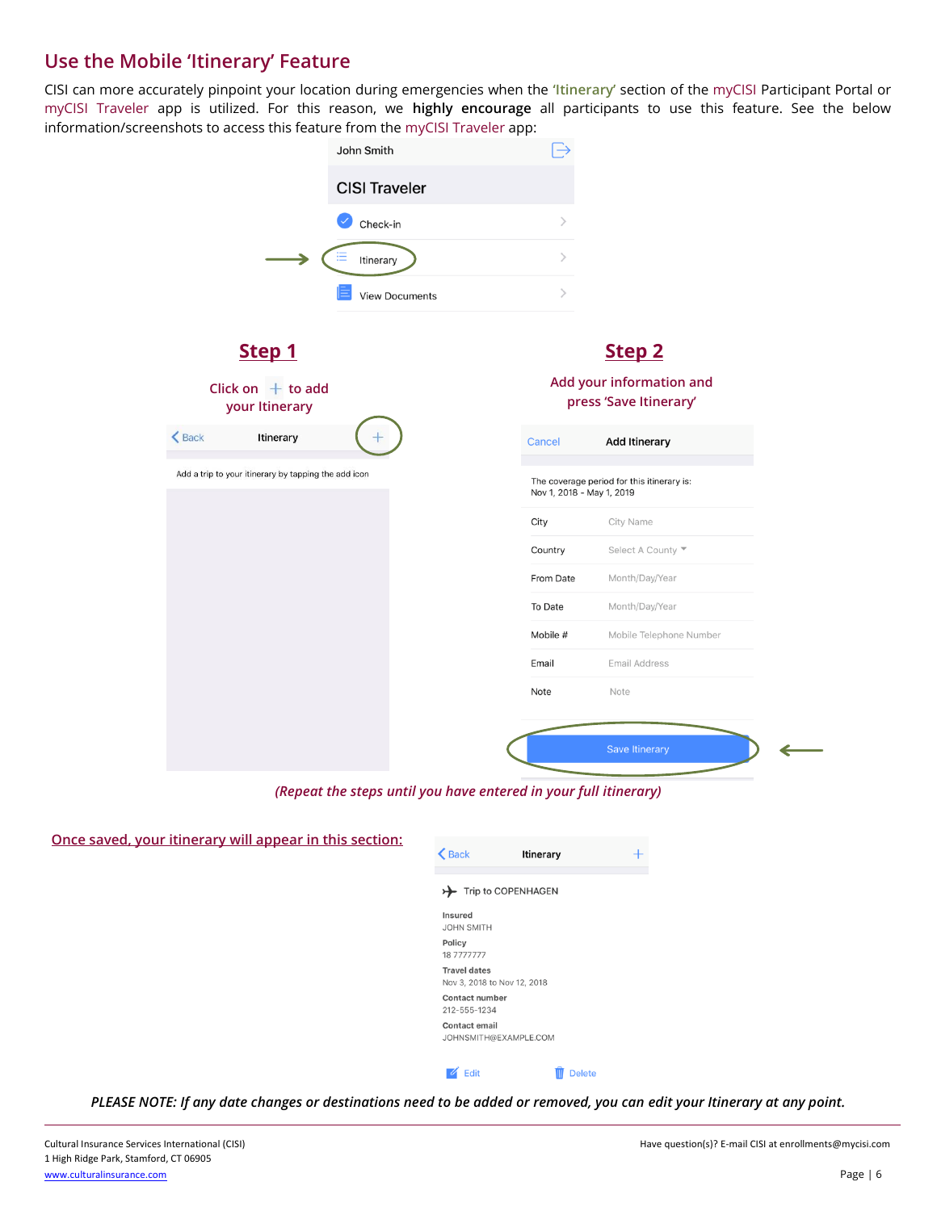## Use the Mobile 'Itinerary' Feature

CISI can more accurately pinpoint your location during emergencies when the 'Itinerary' section of the myCISI Participant Portal or myCISI Traveler app is utilized. For this reason, we **highly encourage** all participants to use this feature. See the below information/screenshots to access this feature from the myCISI Traveler app:

John Smith

CISI Traveler

- Check-in
- Itinerary
- View Documents

### Step 1

Click on + to add your Itinerary

Back | Itinerary | +

Add a trip to your itinerary by tapping the add icon

### Step 2

Add your information and press 'Save Itinerary'

Cancel | Add Itinerary

The coverage period for this itinerary is:
Nov 1, 2018 - May 1, 2019

| | |
|---|---|
| City | City Name |
| Country | Select A County |
| From Date | Month/Day/Year |
| To Date | Month/Day/Year |
| Mobile # | Mobile Telephone Number |
| Email | Email Address |
| Note | Note |

Save Itinerary

*(Repeat the steps until you have entered in your full itinerary)*

Once saved, your itinerary will appear in this section:

Back | Itinerary | +

Trip to COPENHAGEN

**Insured**
JOHN SMITH

**Policy**
18 7777777

**Travel dates**
Nov 3, 2018 to Nov 12, 2018

**Contact number**
212-555-1234

**Contact email**
JOHNSMITH@EXAMPLE.COM

Edit | Delete

***PLEASE NOTE: If any date changes or destinations need to be added or removed, you can edit your Itinerary at any point.***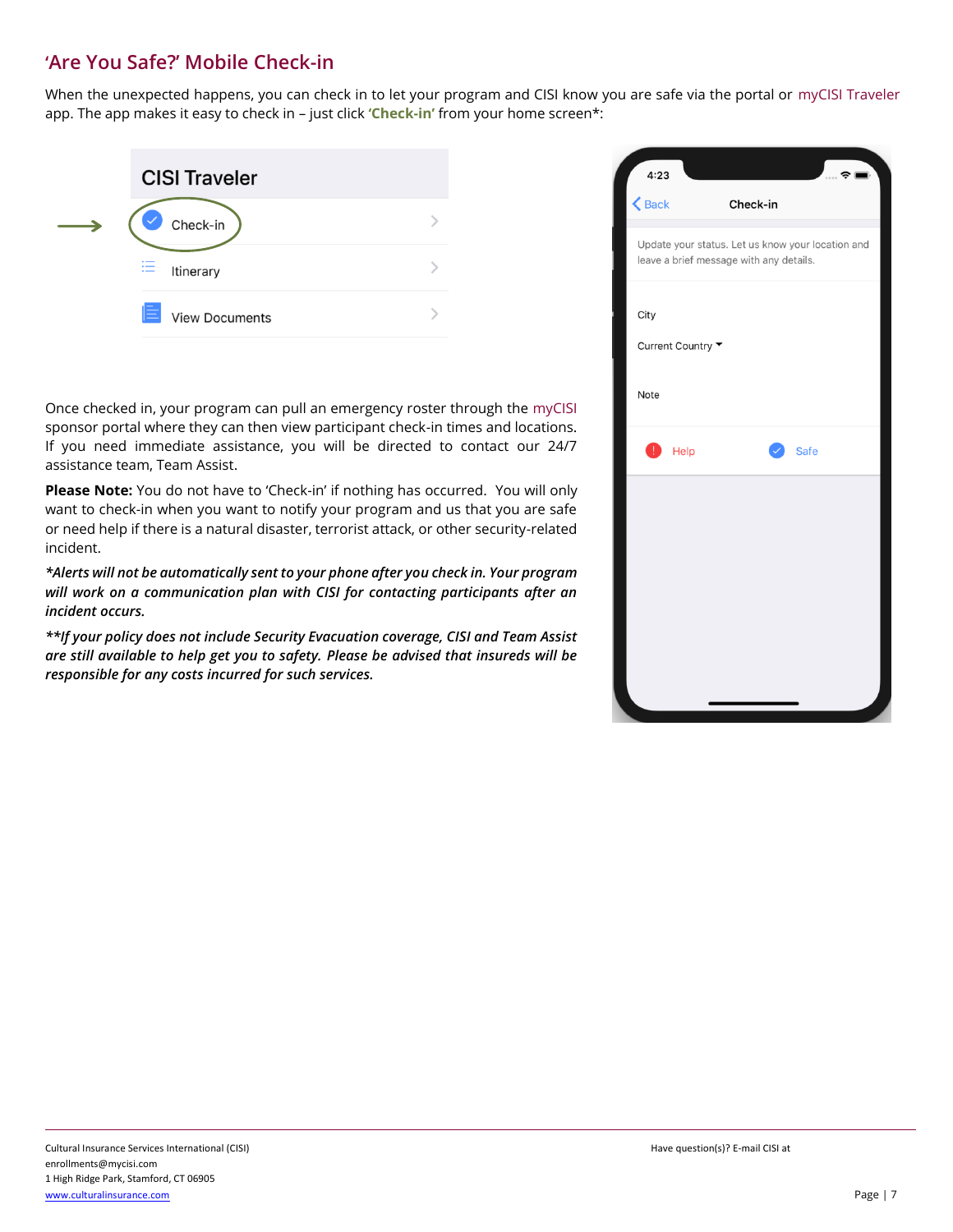## 'Are You Safe?' Mobile Check-in

When the unexpected happens, you can check in to let your program and CISI know you are safe via the portal or myCISI Traveler app. The app makes it easy to check in – just click **'Check-in'** from your home screen*:

CISI Traveler

Check-in

Itinerary

View Documents

4:23

Back

Check-in

Update your status. Let us know your location and leave a brief message with any details.

City

Current Country

Note

Help

Safe

Once checked in, your program can pull an emergency roster through the myCISI sponsor portal where they can then view participant check-in times and locations. If you need immediate assistance, you will be directed to contact our 24/7 assistance team, Team Assist.

**Please Note:** You do not have to 'Check-in' if nothing has occurred. You will only want to check-in when you want to notify your program and us that you are safe or need help if there is a natural disaster, terrorist attack, or other security-related incident.

***Alerts will not be automatically sent to your phone after you check in. Your program will work on a communication plan with CISI for contacting participants after an incident occurs.***

***\*\*If your policy does not include Security Evacuation coverage, CISI and Team Assist are still available to help get you to safety. Please be advised that insureds will be responsible for any costs incurred for such services.***

Cultural Insurance Services International (CISI)
enrollments@mycisi.com
1 High Ridge Park, Stamford, CT 06905
www.culturalinsurance.com

Have question(s)? E-mail CISI at